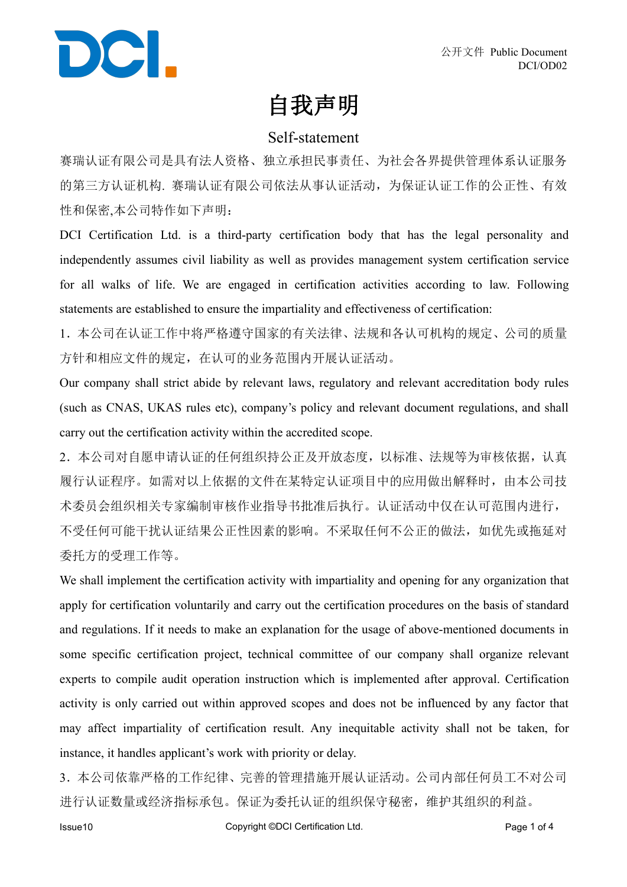# 自我声明

## Self-statement

赛瑞认证有限公司是具有法人资格、独立承担民事责任、为社会各界提供管理体系认证服务的第三方认证机构. 赛瑞认证有限公司依法从事认证活动，为保证认证工作的公正性、有效性和保密,本公司特作如下声明：

DCI Certification Ltd. is a third-party certification body that has the legal personality and independently assumes civil liability as well as provides management system certification service for all walks of life. We are engaged in certification activities according to law. Following statements are established to ensure the impartiality and effectiveness of certification:

1．本公司在认证工作中将严格遵守国家的有关法律、法规和各认可机构的规定、公司的质量方针和相应文件的规定，在认可的业务范围内开展认证活动。

Our company shall strict abide by relevant laws, regulatory and relevant accreditation body rules (such as CNAS, UKAS rules etc), company's policy and relevant document regulations, and shall carry out the certification activity within the accredited scope.

2．本公司对自愿申请认证的任何组织持公正及开放态度，以标准、法规等为审核依据，认真履行认证程序。如需对以上依据的文件在某特定认证项目中的应用做出解释时，由本公司技术委员会组织相关专家编制审核作业指导书批准后执行。认证活动中仅在认可范围内进行，不受任何可能干扰认证结果公正性因素的影响。不采取任何不公正的做法，如优先或拖延对委托方的受理工作等。

We shall implement the certification activity with impartiality and opening for any organization that apply for certification voluntarily and carry out the certification procedures on the basis of standard and regulations. If it needs to make an explanation for the usage of above-mentioned documents in some specific certification project, technical committee of our company shall organize relevant experts to compile audit operation instruction which is implemented after approval. Certification activity is only carried out within approved scopes and does not be influenced by any factor that may affect impartiality of certification result. Any inequitable activity shall not be taken, for instance, it handles applicant's work with priority or delay.

3．本公司依靠严格的工作纪律、完善的管理措施开展认证活动。公司内部任何员工不对公司进行认证数量或经济指标承包。保证为委托认证的组织保守秘密，维护其组织的利益。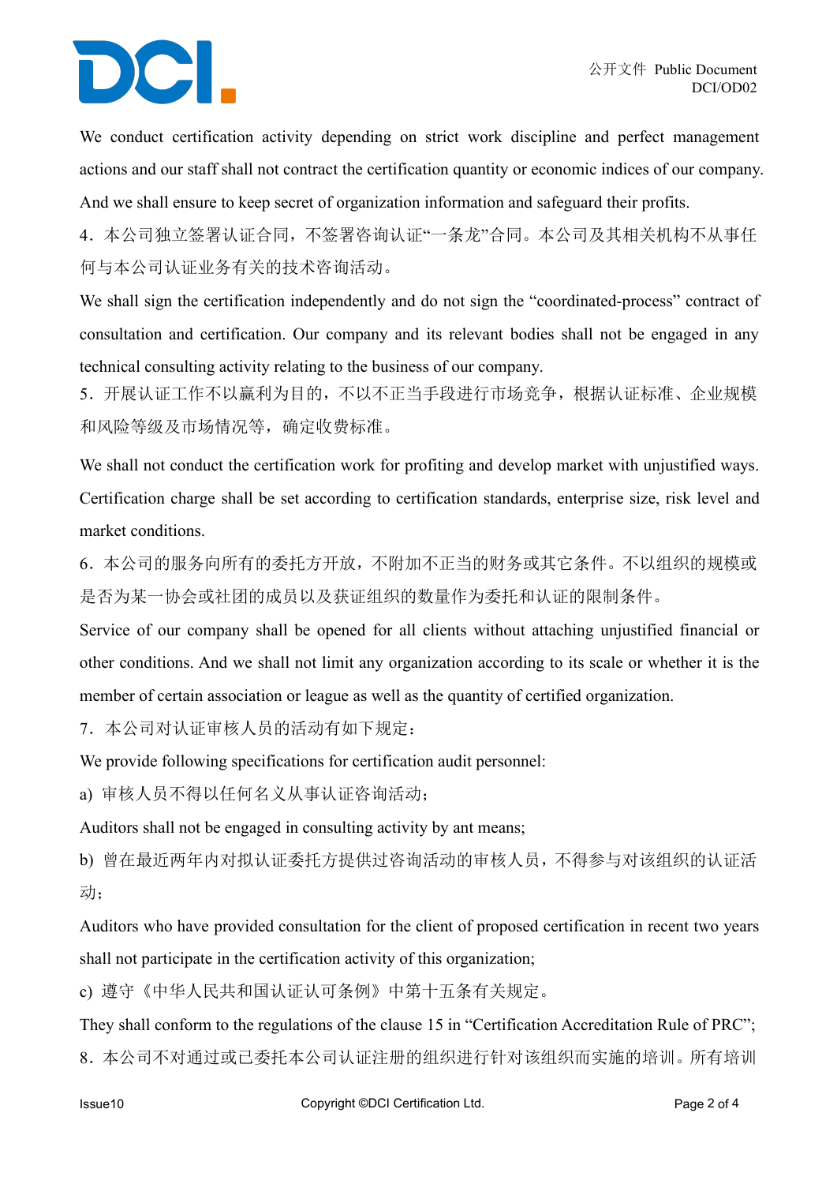We conduct certification activity depending on strict work discipline and perfect management actions and our staff shall not contract the certification quantity or economic indices of our company. And we shall ensure to keep secret of organization information and safeguard their profits.

4．本公司独立签署认证合同，不签署咨询认证"一条龙"合同。本公司及其相关机构不从事任何与本公司认证业务有关的技术咨询活动。

We shall sign the certification independently and do not sign the "coordinated-process" contract of consultation and certification. Our company and its relevant bodies shall not be engaged in any technical consulting activity relating to the business of our company.

5．开展认证工作不以赢利为目的，不以不正当手段进行市场竞争，根据认证标准、企业规模和风险等级及市场情况等，确定收费标准。

We shall not conduct the certification work for profiting and develop market with unjustified ways. Certification charge shall be set according to certification standards, enterprise size, risk level and market conditions.

6．本公司的服务向所有的委托方开放，不附加不正当的财务或其它条件。不以组织的规模或是否为某一协会或社团的成员以及获证组织的数量作为委托和认证的限制条件。

Service of our company shall be opened for all clients without attaching unjustified financial or other conditions. And we shall not limit any organization according to its scale or whether it is the member of certain association or league as well as the quantity of certified organization.

7．本公司对认证审核人员的活动有如下规定：

We provide following specifications for certification audit personnel:

a) 审核人员不得以任何名义从事认证咨询活动；

Auditors shall not be engaged in consulting activity by ant means;

b) 曾在最近两年内对拟认证委托方提供过咨询活动的审核人员，不得参与对该组织的认证活动；

Auditors who have provided consultation for the client of proposed certification in recent two years shall not participate in the certification activity of this organization;

c) 遵守《中华人民共和国认证认可条例》中第十五条有关规定。

They shall conform to the regulations of the clause 15 in "Certification Accreditation Rule of PRC";

8．本公司不对通过或已委托本公司认证注册的组织进行针对该组织而实施的培训。所有培训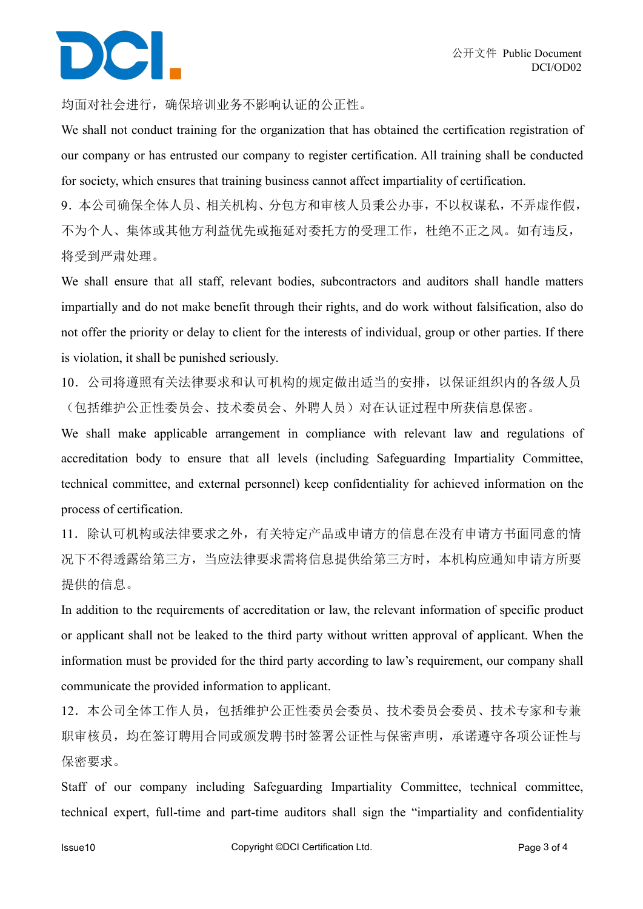均面对社会进行，确保培训业务不影响认证的公正性。

We shall not conduct training for the organization that has obtained the certification registration of our company or has entrusted our company to register certification. All training shall be conducted for society, which ensures that training business cannot affect impartiality of certification.

9．本公司确保全体人员、相关机构、分包方和审核人员秉公办事，不以权谋私，不弄虚作假，不为个人、集体或其他方利益优先或拖延对委托方的受理工作，杜绝不正之风。如有违反，将受到严肃处理。

We shall ensure that all staff, relevant bodies, subcontractors and auditors shall handle matters impartially and do not make benefit through their rights, and do work without falsification, also do not offer the priority or delay to client for the interests of individual, group or other parties. If there is violation, it shall be punished seriously.

10．公司将遵照有关法律要求和认可机构的规定做出适当的安排，以保证组织内的各级人员（包括维护公正性委员会、技术委员会、外聘人员）对在认证过程中所获信息保密。

We shall make applicable arrangement in compliance with relevant law and regulations of accreditation body to ensure that all levels (including Safeguarding Impartiality Committee, technical committee, and external personnel) keep confidentiality for achieved information on the process of certification.

11．除认可机构或法律要求之外，有关特定产品或申请方的信息在没有申请方书面同意的情况下不得透露给第三方，当应法律要求需将信息提供给第三方时，本机构应通知申请方所要提供的信息。

In addition to the requirements of accreditation or law, the relevant information of specific product or applicant shall not be leaked to the third party without written approval of applicant. When the information must be provided for the third party according to law's requirement, our company shall communicate the provided information to applicant.

12．本公司全体工作人员，包括维护公正性委员会委员、技术委员会委员、技术专家和专兼职审核员，均在签订聘用合同或颁发聘书时签署公证性与保密声明，承诺遵守各项公证性与保密要求。

Staff of our company including Safeguarding Impartiality Committee, technical committee, technical expert, full-time and part-time auditors shall sign the "impartiality and confidentiality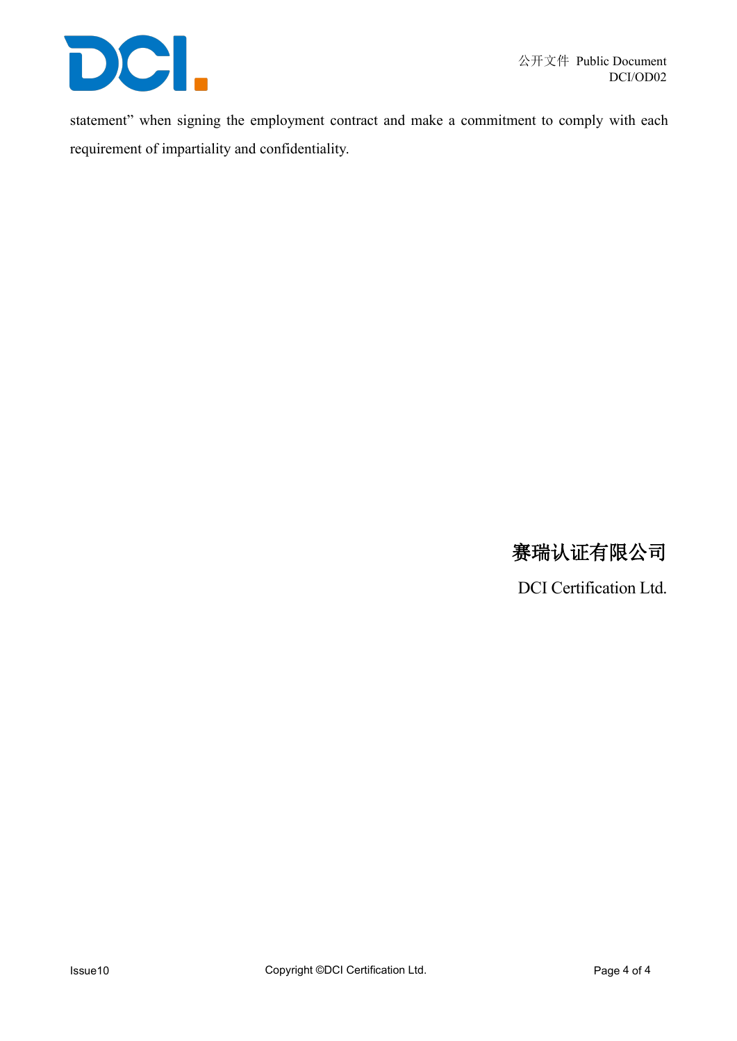statement" when signing the employment contract and make a commitment to comply with each requirement of impartiality and confidentiality.

赛瑞认证有限公司

DCI Certification Ltd.